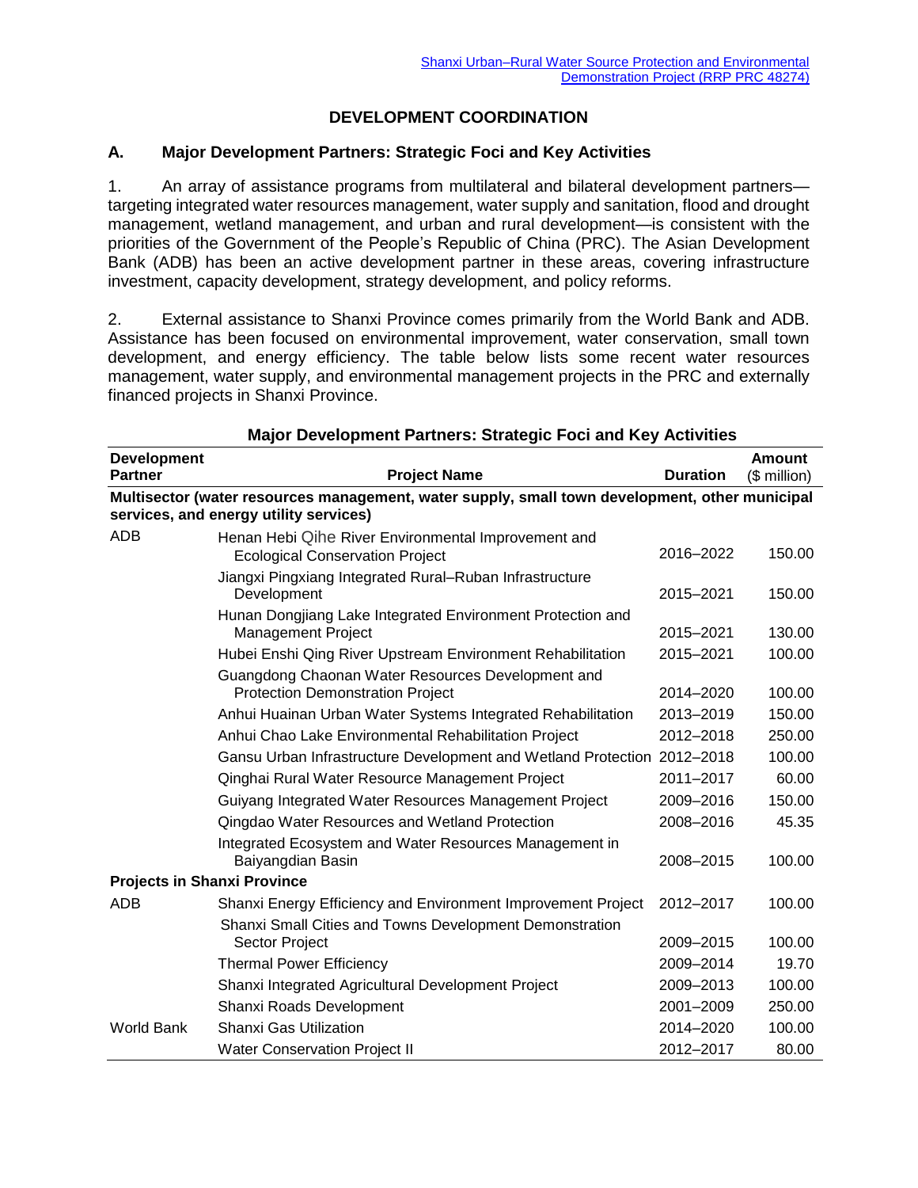# DEVELOPMENT COORDINATION

## A. Major Development Partners: Strategic Foci and Key Activities

1. An array of assistance programs from multilateral and bilateral development partners—targeting integrated water resources management, water supply and sanitation, flood and drought management, wetland management, and urban and rural development—is consistent with the priorities of the Government of the People's Republic of China (PRC). The Asian Development Bank (ADB) has been an active development partner in these areas, covering infrastructure investment, capacity development, strategy development, and policy reforms.

2. External assistance to Shanxi Province comes primarily from the World Bank and ADB. Assistance has been focused on environmental improvement, water conservation, small town development, and energy efficiency. The table below lists some recent water resources management, water supply, and environmental management projects in the PRC and externally financed projects in Shanxi Province.

**Major Development Partners: Strategic Foci and Key Activities**

| Development Partner | Project Name | Duration | Amount ($ million) |
|---|---|---|---|
| **Multisector (water resources management, water supply, small town development, other municipal services, and energy utility services)** | | | |
| ADB | Henan Hebi Qihe River Environmental Improvement and Ecological Conservation Project | 2016–2022 | 150.00 |
| | Jiangxi Pingxiang Integrated Rural–Ruban Infrastructure Development | 2015–2021 | 150.00 |
| | Hunan Dongjiang Lake Integrated Environment Protection and Management Project | 2015–2021 | 130.00 |
| | Hubei Enshi Qing River Upstream Environment Rehabilitation | 2015–2021 | 100.00 |
| | Guangdong Chaonan Water Resources Development and Protection Demonstration Project | 2014–2020 | 100.00 |
| | Anhui Huainan Urban Water Systems Integrated Rehabilitation | 2013–2019 | 150.00 |
| | Anhui Chao Lake Environmental Rehabilitation Project | 2012–2018 | 250.00 |
| | Gansu Urban Infrastructure Development and Wetland Protection | 2012–2018 | 100.00 |
| | Qinghai Rural Water Resource Management Project | 2011–2017 | 60.00 |
| | Guiyang Integrated Water Resources Management Project | 2009–2016 | 150.00 |
| | Qingdao Water Resources and Wetland Protection | 2008–2016 | 45.35 |
| | Integrated Ecosystem and Water Resources Management in Baiyangdian Basin | 2008–2015 | 100.00 |
| **Projects in Shanxi Province** | | | |
| ADB | Shanxi Energy Efficiency and Environment Improvement Project | 2012–2017 | 100.00 |
| | Shanxi Small Cities and Towns Development Demonstration Sector Project | 2009–2015 | 100.00 |
| | Thermal Power Efficiency | 2009–2014 | 19.70 |
| | Shanxi Integrated Agricultural Development Project | 2009–2013 | 100.00 |
| | Shanxi Roads Development | 2001–2009 | 250.00 |
| World Bank | Shanxi Gas Utilization | 2014–2020 | 100.00 |
| | Water Conservation Project II | 2012–2017 | 80.00 |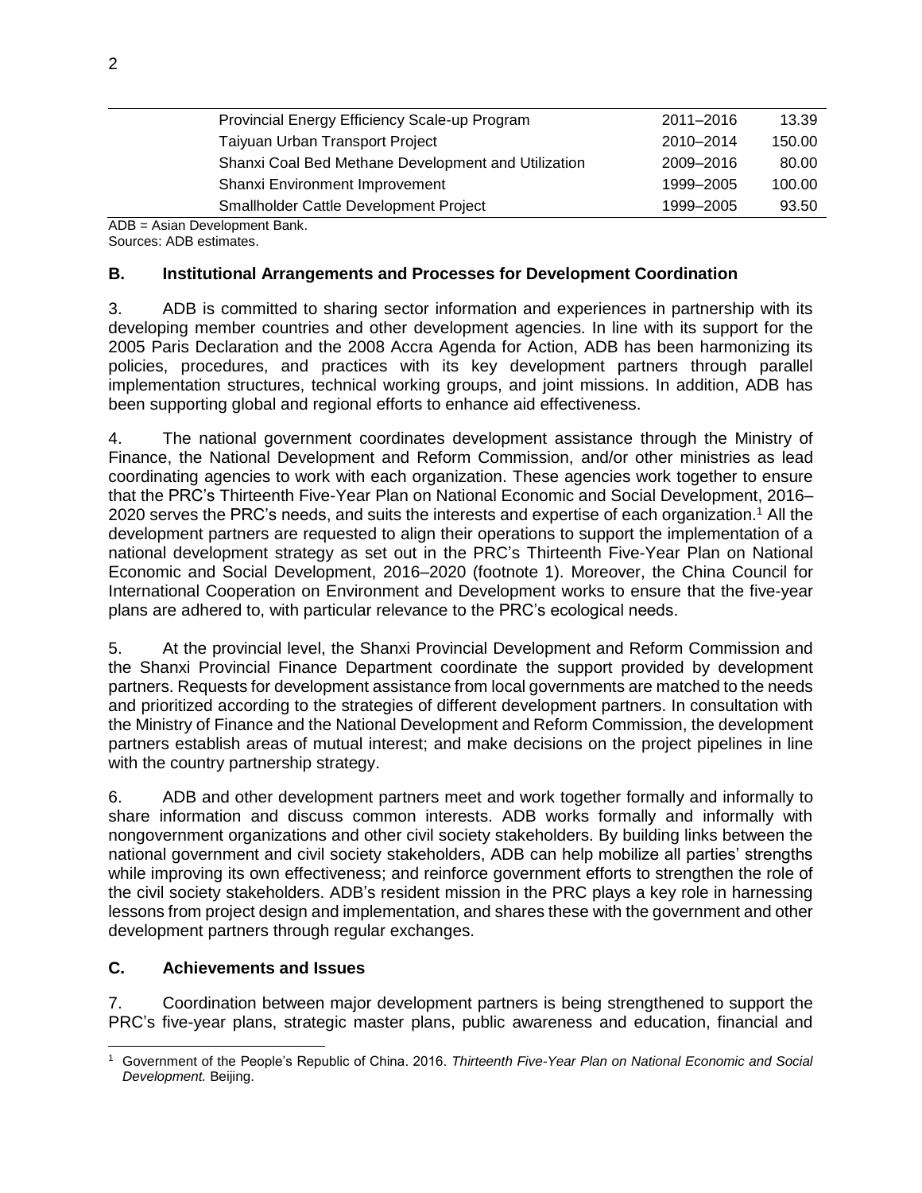| | | |
|---|---|---|
| Provincial Energy Efficiency Scale-up Program | 2011–2016 | 13.39 |
| Taiyuan Urban Transport Project | 2010–2014 | 150.00 |
| Shanxi Coal Bed Methane Development and Utilization | 2009–2016 | 80.00 |
| Shanxi Environment Improvement | 1999–2005 | 100.00 |
| Smallholder Cattle Development Project | 1999–2005 | 93.50 |

ADB = Asian Development Bank.
Sources: ADB estimates.

## B. Institutional Arrangements and Processes for Development Coordination

3. ADB is committed to sharing sector information and experiences in partnership with its developing member countries and other development agencies. In line with its support for the 2005 Paris Declaration and the 2008 Accra Agenda for Action, ADB has been harmonizing its policies, procedures, and practices with its key development partners through parallel implementation structures, technical working groups, and joint missions. In addition, ADB has been supporting global and regional efforts to enhance aid effectiveness.

4. The national government coordinates development assistance through the Ministry of Finance, the National Development and Reform Commission, and/or other ministries as lead coordinating agencies to work with each organization. These agencies work together to ensure that the PRC's Thirteenth Five-Year Plan on National Economic and Social Development, 2016–2020 serves the PRC's needs, and suits the interests and expertise of each organization.[1] All the development partners are requested to align their operations to support the implementation of a national development strategy as set out in the PRC's Thirteenth Five-Year Plan on National Economic and Social Development, 2016–2020 (footnote 1). Moreover, the China Council for International Cooperation on Environment and Development works to ensure that the five-year plans are adhered to, with particular relevance to the PRC's ecological needs.

5. At the provincial level, the Shanxi Provincial Development and Reform Commission and the Shanxi Provincial Finance Department coordinate the support provided by development partners. Requests for development assistance from local governments are matched to the needs and prioritized according to the strategies of different development partners. In consultation with the Ministry of Finance and the National Development and Reform Commission, the development partners establish areas of mutual interest; and make decisions on the project pipelines in line with the country partnership strategy.

6. ADB and other development partners meet and work together formally and informally to share information and discuss common interests. ADB works formally and informally with nongovernment organizations and other civil society stakeholders. By building links between the national government and civil society stakeholders, ADB can help mobilize all parties' strengths while improving its own effectiveness; and reinforce government efforts to strengthen the role of the civil society stakeholders. ADB's resident mission in the PRC plays a key role in harnessing lessons from project design and implementation, and shares these with the government and other development partners through regular exchanges.

## C. Achievements and Issues

7. Coordination between major development partners is being strengthened to support the PRC's five-year plans, strategic master plans, public awareness and education, financial and

[1] Government of the People's Republic of China. 2016. *Thirteenth Five-Year Plan on National Economic and Social Development.* Beijing.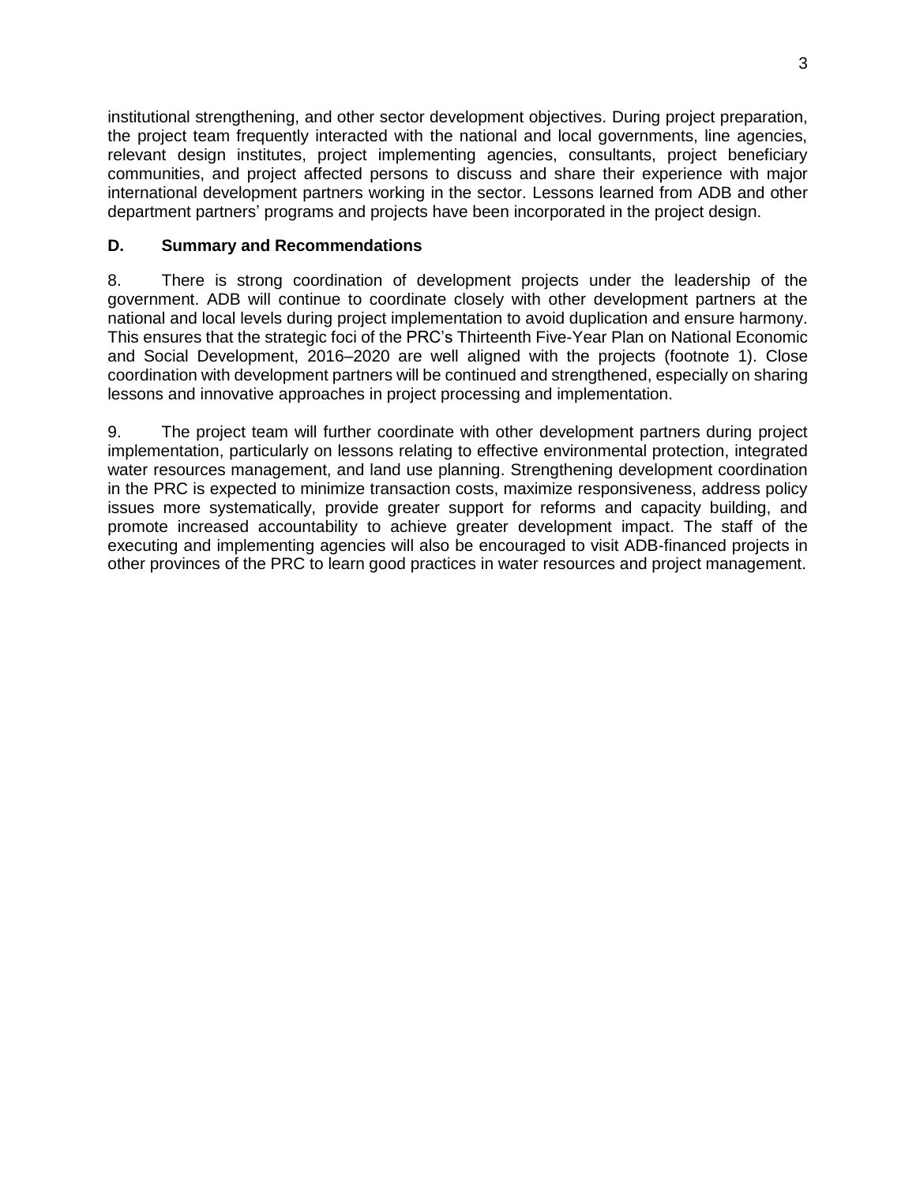institutional strengthening, and other sector development objectives. During project preparation, the project team frequently interacted with the national and local governments, line agencies, relevant design institutes, project implementing agencies, consultants, project beneficiary communities, and project affected persons to discuss and share their experience with major international development partners working in the sector. Lessons learned from ADB and other department partners' programs and projects have been incorporated in the project design.

### D. Summary and Recommendations

8. There is strong coordination of development projects under the leadership of the government. ADB will continue to coordinate closely with other development partners at the national and local levels during project implementation to avoid duplication and ensure harmony. This ensures that the strategic foci of the PRC's Thirteenth Five-Year Plan on National Economic and Social Development, 2016–2020 are well aligned with the projects (footnote 1). Close coordination with development partners will be continued and strengthened, especially on sharing lessons and innovative approaches in project processing and implementation.

9. The project team will further coordinate with other development partners during project implementation, particularly on lessons relating to effective environmental protection, integrated water resources management, and land use planning. Strengthening development coordination in the PRC is expected to minimize transaction costs, maximize responsiveness, address policy issues more systematically, provide greater support for reforms and capacity building, and promote increased accountability to achieve greater development impact. The staff of the executing and implementing agencies will also be encouraged to visit ADB-financed projects in other provinces of the PRC to learn good practices in water resources and project management.